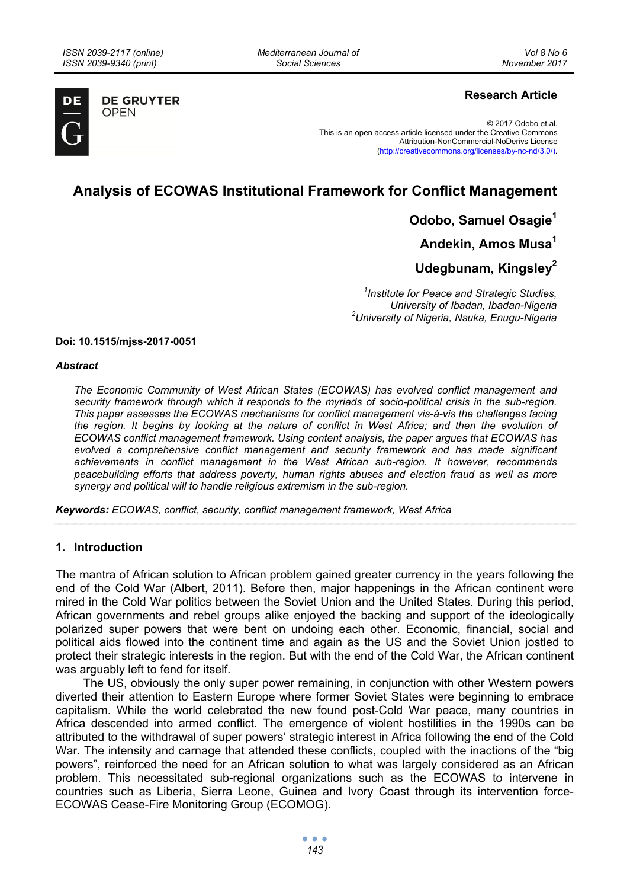**Research Article**

© 2017 Odobo et.al.
This is an open access article licensed under the Creative Commons Attribution-NonCommercial-NoDerivs License (http://creativecommons.org/licenses/by-nc-nd/3.0/).

# Analysis of ECOWAS Institutional Framework for Conflict Management

**Odobo, Samuel Osagie**[1]

**Andekin, Amos Musa**[1]

**Udegbunam, Kingsley**[2]

[1]*Institute for Peace and Strategic Studies, University of Ibadan, Ibadan-Nigeria*
[2]*University of Nigeria, Nsuka, Enugu-Nigeria*

**Doi: 10.1515/mjss-2017-0051**

### *Abstract*

*The Economic Community of West African States (ECOWAS) has evolved conflict management and security framework through which it responds to the myriads of socio-political crisis in the sub-region. This paper assesses the ECOWAS mechanisms for conflict management vis-à-vis the challenges facing the region. It begins by looking at the nature of conflict in West Africa; and then the evolution of ECOWAS conflict management framework. Using content analysis, the paper argues that ECOWAS has evolved a comprehensive conflict management and security framework and has made significant achievements in conflict management in the West African sub-region. It however, recommends peacebuilding efforts that address poverty, human rights abuses and election fraud as well as more synergy and political will to handle religious extremism in the sub-region.*

***Keywords:*** *ECOWAS, conflict, security, conflict management framework, West Africa*

## 1. Introduction

The mantra of African solution to African problem gained greater currency in the years following the end of the Cold War (Albert, 2011). Before then, major happenings in the African continent were mired in the Cold War politics between the Soviet Union and the United States. During this period, African governments and rebel groups alike enjoyed the backing and support of the ideologically polarized super powers that were bent on undoing each other. Economic, financial, social and political aids flowed into the continent time and again as the US and the Soviet Union jostled to protect their strategic interests in the region. But with the end of the Cold War, the African continent was arguably left to fend for itself.

The US, obviously the only super power remaining, in conjunction with other Western powers diverted their attention to Eastern Europe where former Soviet States were beginning to embrace capitalism. While the world celebrated the new found post-Cold War peace, many countries in Africa descended into armed conflict. The emergence of violent hostilities in the 1990s can be attributed to the withdrawal of super powers' strategic interest in Africa following the end of the Cold War. The intensity and carnage that attended these conflicts, coupled with the inactions of the "big powers", reinforced the need for an African solution to what was largely considered as an African problem. This necessitated sub-regional organizations such as the ECOWAS to intervene in countries such as Liberia, Sierra Leone, Guinea and Ivory Coast through its intervention force-ECOWAS Cease-Fire Monitoring Group (ECOMOG).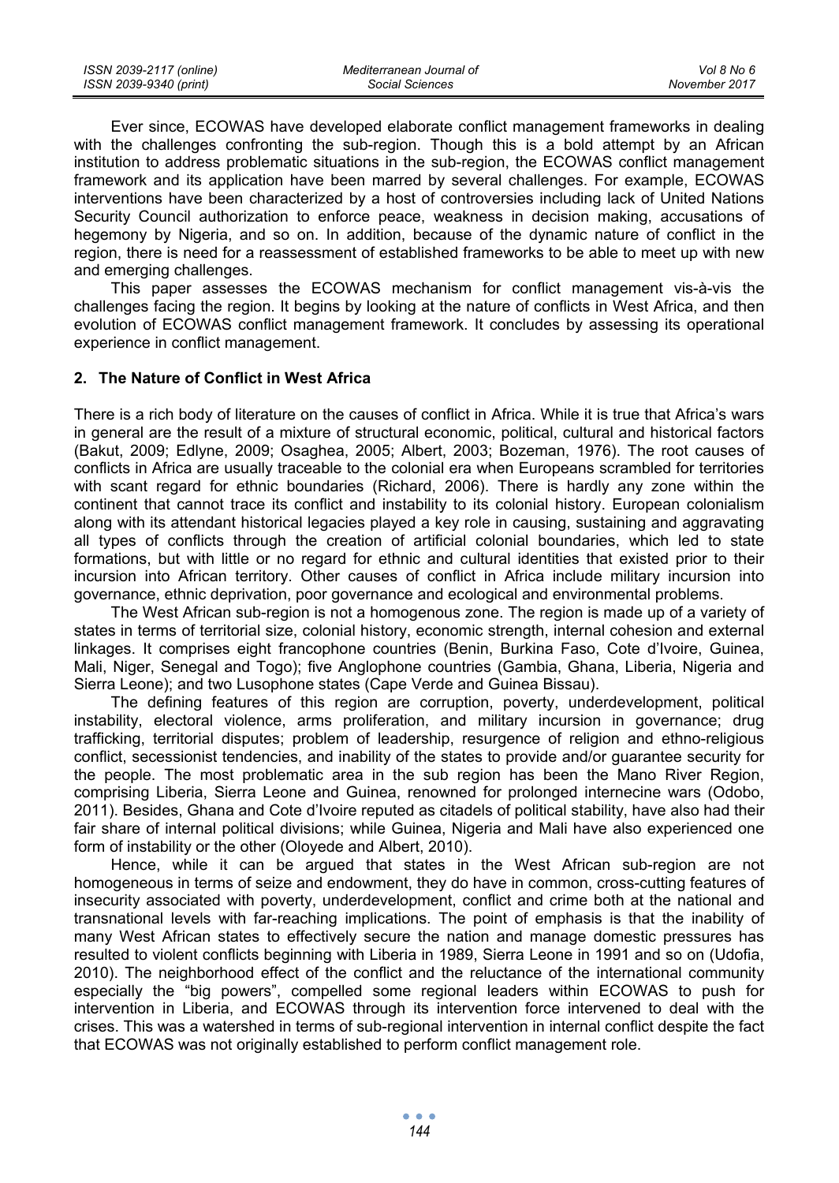Ever since, ECOWAS have developed elaborate conflict management frameworks in dealing with the challenges confronting the sub-region. Though this is a bold attempt by an African institution to address problematic situations in the sub-region, the ECOWAS conflict management framework and its application have been marred by several challenges. For example, ECOWAS interventions have been characterized by a host of controversies including lack of United Nations Security Council authorization to enforce peace, weakness in decision making, accusations of hegemony by Nigeria, and so on. In addition, because of the dynamic nature of conflict in the region, there is need for a reassessment of established frameworks to be able to meet up with new and emerging challenges.

This paper assesses the ECOWAS mechanism for conflict management vis-à-vis the challenges facing the region. It begins by looking at the nature of conflicts in West Africa, and then evolution of ECOWAS conflict management framework. It concludes by assessing its operational experience in conflict management.

## 2. The Nature of Conflict in West Africa

There is a rich body of literature on the causes of conflict in Africa. While it is true that Africa's wars in general are the result of a mixture of structural economic, political, cultural and historical factors (Bakut, 2009; Edlyne, 2009; Osaghea, 2005; Albert, 2003; Bozeman, 1976). The root causes of conflicts in Africa are usually traceable to the colonial era when Europeans scrambled for territories with scant regard for ethnic boundaries (Richard, 2006). There is hardly any zone within the continent that cannot trace its conflict and instability to its colonial history. European colonialism along with its attendant historical legacies played a key role in causing, sustaining and aggravating all types of conflicts through the creation of artificial colonial boundaries, which led to state formations, but with little or no regard for ethnic and cultural identities that existed prior to their incursion into African territory. Other causes of conflict in Africa include military incursion into governance, ethnic deprivation, poor governance and ecological and environmental problems.

The West African sub-region is not a homogenous zone. The region is made up of a variety of states in terms of territorial size, colonial history, economic strength, internal cohesion and external linkages. It comprises eight francophone countries (Benin, Burkina Faso, Cote d'Ivoire, Guinea, Mali, Niger, Senegal and Togo); five Anglophone countries (Gambia, Ghana, Liberia, Nigeria and Sierra Leone); and two Lusophone states (Cape Verde and Guinea Bissau).

The defining features of this region are corruption, poverty, underdevelopment, political instability, electoral violence, arms proliferation, and military incursion in governance; drug trafficking, territorial disputes; problem of leadership, resurgence of religion and ethno-religious conflict, secessionist tendencies, and inability of the states to provide and/or guarantee security for the people. The most problematic area in the sub region has been the Mano River Region, comprising Liberia, Sierra Leone and Guinea, renowned for prolonged internecine wars (Odobo, 2011). Besides, Ghana and Cote d'Ivoire reputed as citadels of political stability, have also had their fair share of internal political divisions; while Guinea, Nigeria and Mali have also experienced one form of instability or the other (Oloyede and Albert, 2010).

Hence, while it can be argued that states in the West African sub-region are not homogeneous in terms of seize and endowment, they do have in common, cross-cutting features of insecurity associated with poverty, underdevelopment, conflict and crime both at the national and transnational levels with far-reaching implications. The point of emphasis is that the inability of many West African states to effectively secure the nation and manage domestic pressures has resulted to violent conflicts beginning with Liberia in 1989, Sierra Leone in 1991 and so on (Udofia, 2010). The neighborhood effect of the conflict and the reluctance of the international community especially the "big powers", compelled some regional leaders within ECOWAS to push for intervention in Liberia, and ECOWAS through its intervention force intervened to deal with the crises. This was a watershed in terms of sub-regional intervention in internal conflict despite the fact that ECOWAS was not originally established to perform conflict management role.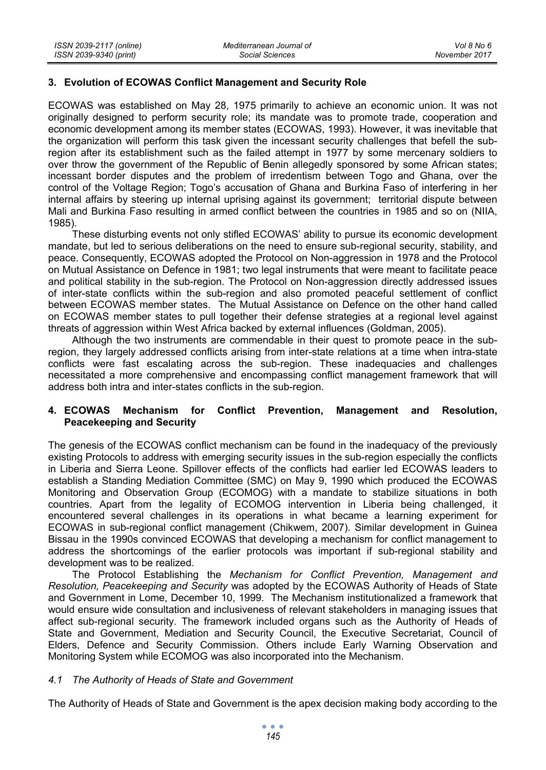## 3. Evolution of ECOWAS Conflict Management and Security Role

ECOWAS was established on May 28, 1975 primarily to achieve an economic union. It was not originally designed to perform security role; its mandate was to promote trade, cooperation and economic development among its member states (ECOWAS, 1993). However, it was inevitable that the organization will perform this task given the incessant security challenges that befell the sub-region after its establishment such as the failed attempt in 1977 by some mercenary soldiers to over throw the government of the Republic of Benin allegedly sponsored by some African states; incessant border disputes and the problem of irredentism between Togo and Ghana, over the control of the Voltage Region; Togo's accusation of Ghana and Burkina Faso of interfering in her internal affairs by steering up internal uprising against its government; territorial dispute between Mali and Burkina Faso resulting in armed conflict between the countries in 1985 and so on (NIIA, 1985).

These disturbing events not only stifled ECOWAS' ability to pursue its economic development mandate, but led to serious deliberations on the need to ensure sub-regional security, stability, and peace. Consequently, ECOWAS adopted the Protocol on Non-aggression in 1978 and the Protocol on Mutual Assistance on Defence in 1981; two legal instruments that were meant to facilitate peace and political stability in the sub-region. The Protocol on Non-aggression directly addressed issues of inter-state conflicts within the sub-region and also promoted peaceful settlement of conflict between ECOWAS member states. The Mutual Assistance on Defence on the other hand called on ECOWAS member states to pull together their defense strategies at a regional level against threats of aggression within West Africa backed by external influences (Goldman, 2005).

Although the two instruments are commendable in their quest to promote peace in the sub-region, they largely addressed conflicts arising from inter-state relations at a time when intra-state conflicts were fast escalating across the sub-region. These inadequacies and challenges necessitated a more comprehensive and encompassing conflict management framework that will address both intra and inter-states conflicts in the sub-region.

## 4. ECOWAS Mechanism for Conflict Prevention, Management and Resolution, Peacekeeping and Security

The genesis of the ECOWAS conflict mechanism can be found in the inadequacy of the previously existing Protocols to address with emerging security issues in the sub-region especially the conflicts in Liberia and Sierra Leone. Spillover effects of the conflicts had earlier led ECOWAS leaders to establish a Standing Mediation Committee (SMC) on May 9, 1990 which produced the ECOWAS Monitoring and Observation Group (ECOMOG) with a mandate to stabilize situations in both countries. Apart from the legality of ECOMOG intervention in Liberia being challenged, it encountered several challenges in its operations in what became a learning experiment for ECOWAS in sub-regional conflict management (Chikwem, 2007). Similar development in Guinea Bissau in the 1990s convinced ECOWAS that developing a mechanism for conflict management to address the shortcomings of the earlier protocols was important if sub-regional stability and development was to be realized.

The Protocol Establishing the *Mechanism for Conflict Prevention, Management and Resolution, Peacekeeping and Security* was adopted by the ECOWAS Authority of Heads of State and Government in Lome, December 10, 1999. The Mechanism institutionalized a framework that would ensure wide consultation and inclusiveness of relevant stakeholders in managing issues that affect sub-regional security. The framework included organs such as the Authority of Heads of State and Government, Mediation and Security Council, the Executive Secretariat, Council of Elders, Defence and Security Commission. Others include Early Warning Observation and Monitoring System while ECOMOG was also incorporated into the Mechanism.

### *4.1 The Authority of Heads of State and Government*

The Authority of Heads of State and Government is the apex decision making body according to the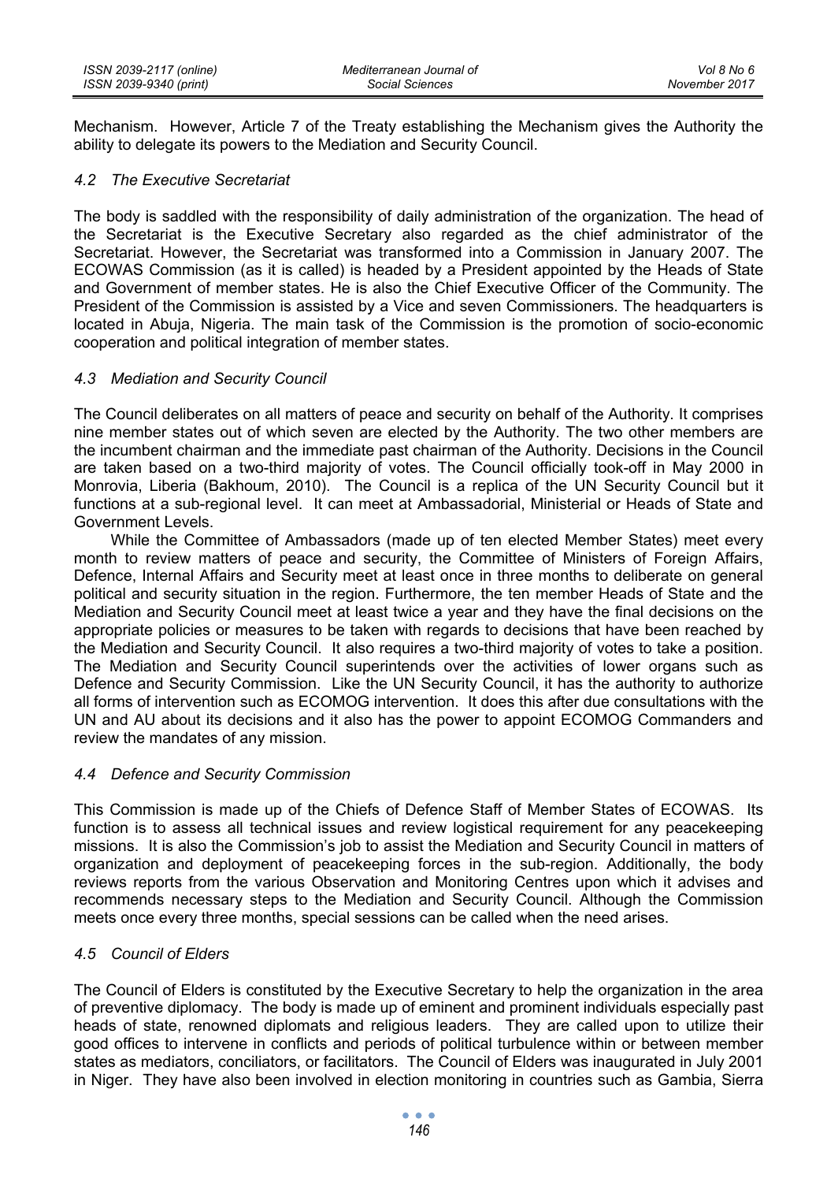Mechanism. However, Article 7 of the Treaty establishing the Mechanism gives the Authority the ability to delegate its powers to the Mediation and Security Council.

### *4.2 The Executive Secretariat*

The body is saddled with the responsibility of daily administration of the organization. The head of the Secretariat is the Executive Secretary also regarded as the chief administrator of the Secretariat. However, the Secretariat was transformed into a Commission in January 2007. The ECOWAS Commission (as it is called) is headed by a President appointed by the Heads of State and Government of member states. He is also the Chief Executive Officer of the Community. The President of the Commission is assisted by a Vice and seven Commissioners. The headquarters is located in Abuja, Nigeria. The main task of the Commission is the promotion of socio-economic cooperation and political integration of member states.

### *4.3 Mediation and Security Council*

The Council deliberates on all matters of peace and security on behalf of the Authority. It comprises nine member states out of which seven are elected by the Authority. The two other members are the incumbent chairman and the immediate past chairman of the Authority. Decisions in the Council are taken based on a two-third majority of votes. The Council officially took-off in May 2000 in Monrovia, Liberia (Bakhoum, 2010). The Council is a replica of the UN Security Council but it functions at a sub-regional level. It can meet at Ambassadorial, Ministerial or Heads of State and Government Levels.

While the Committee of Ambassadors (made up of ten elected Member States) meet every month to review matters of peace and security, the Committee of Ministers of Foreign Affairs, Defence, Internal Affairs and Security meet at least once in three months to deliberate on general political and security situation in the region. Furthermore, the ten member Heads of State and the Mediation and Security Council meet at least twice a year and they have the final decisions on the appropriate policies or measures to be taken with regards to decisions that have been reached by the Mediation and Security Council. It also requires a two-third majority of votes to take a position. The Mediation and Security Council superintends over the activities of lower organs such as Defence and Security Commission. Like the UN Security Council, it has the authority to authorize all forms of intervention such as ECOMOG intervention. It does this after due consultations with the UN and AU about its decisions and it also has the power to appoint ECOMOG Commanders and review the mandates of any mission.

### *4.4 Defence and Security Commission*

This Commission is made up of the Chiefs of Defence Staff of Member States of ECOWAS. Its function is to assess all technical issues and review logistical requirement for any peacekeeping missions. It is also the Commission's job to assist the Mediation and Security Council in matters of organization and deployment of peacekeeping forces in the sub-region. Additionally, the body reviews reports from the various Observation and Monitoring Centres upon which it advises and recommends necessary steps to the Mediation and Security Council. Although the Commission meets once every three months, special sessions can be called when the need arises.

### *4.5 Council of Elders*

The Council of Elders is constituted by the Executive Secretary to help the organization in the area of preventive diplomacy. The body is made up of eminent and prominent individuals especially past heads of state, renowned diplomats and religious leaders. They are called upon to utilize their good offices to intervene in conflicts and periods of political turbulence within or between member states as mediators, conciliators, or facilitators. The Council of Elders was inaugurated in July 2001 in Niger. They have also been involved in election monitoring in countries such as Gambia, Sierra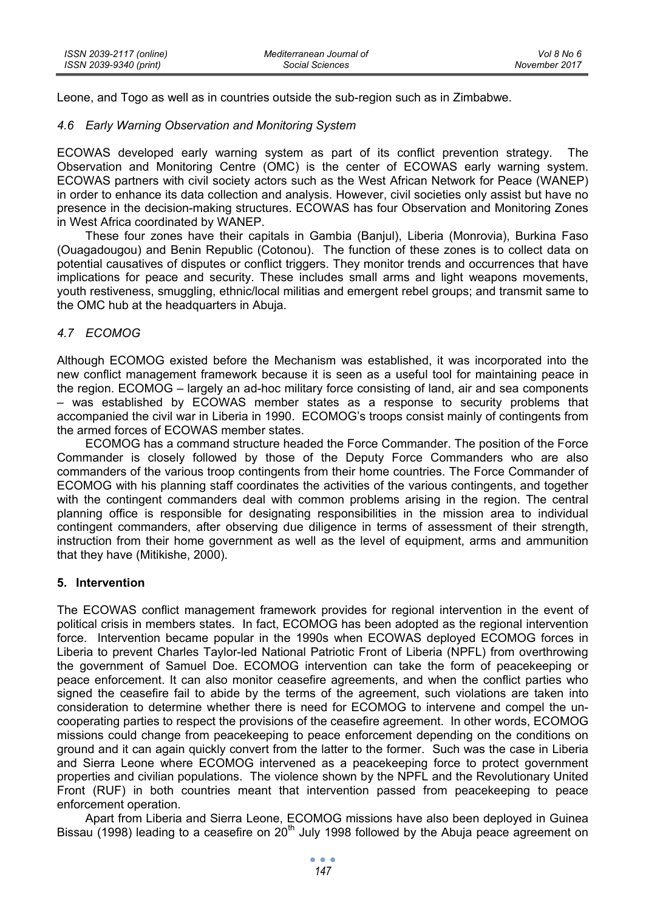Leone, and Togo as well as in countries outside the sub-region such as in Zimbabwe.

### *4.6 Early Warning Observation and Monitoring System*

ECOWAS developed early warning system as part of its conflict prevention strategy. The Observation and Monitoring Centre (OMC) is the center of ECOWAS early warning system. ECOWAS partners with civil society actors such as the West African Network for Peace (WANEP) in order to enhance its data collection and analysis. However, civil societies only assist but have no presence in the decision-making structures. ECOWAS has four Observation and Monitoring Zones in West Africa coordinated by WANEP.

These four zones have their capitals in Gambia (Banjul), Liberia (Monrovia), Burkina Faso (Ouagadougou) and Benin Republic (Cotonou). The function of these zones is to collect data on potential causatives of disputes or conflict triggers. They monitor trends and occurrences that have implications for peace and security. These includes small arms and light weapons movements, youth restiveness, smuggling, ethnic/local militias and emergent rebel groups; and transmit same to the OMC hub at the headquarters in Abuja.

### *4.7 ECOMOG*

Although ECOMOG existed before the Mechanism was established, it was incorporated into the new conflict management framework because it is seen as a useful tool for maintaining peace in the region. ECOMOG – largely an ad-hoc military force consisting of land, air and sea components – was established by ECOWAS member states as a response to security problems that accompanied the civil war in Liberia in 1990. ECOMOG's troops consist mainly of contingents from the armed forces of ECOWAS member states.

ECOMOG has a command structure headed the Force Commander. The position of the Force Commander is closely followed by those of the Deputy Force Commanders who are also commanders of the various troop contingents from their home countries. The Force Commander of ECOMOG with his planning staff coordinates the activities of the various contingents, and together with the contingent commanders deal with common problems arising in the region. The central planning office is responsible for designating responsibilities in the mission area to individual contingent commanders, after observing due diligence in terms of assessment of their strength, instruction from their home government as well as the level of equipment, arms and ammunition that they have (Mitikishe, 2000).

## **5. Intervention**

The ECOWAS conflict management framework provides for regional intervention in the event of political crisis in members states. In fact, ECOMOG has been adopted as the regional intervention force. Intervention became popular in the 1990s when ECOWAS deployed ECOMOG forces in Liberia to prevent Charles Taylor-led National Patriotic Front of Liberia (NPFL) from overthrowing the government of Samuel Doe. ECOMOG intervention can take the form of peacekeeping or peace enforcement. It can also monitor ceasefire agreements, and when the conflict parties who signed the ceasefire fail to abide by the terms of the agreement, such violations are taken into consideration to determine whether there is need for ECOMOG to intervene and compel the un-cooperating parties to respect the provisions of the ceasefire agreement. In other words, ECOMOG missions could change from peacekeeping to peace enforcement depending on the conditions on ground and it can again quickly convert from the latter to the former. Such was the case in Liberia and Sierra Leone where ECOMOG intervened as a peacekeeping force to protect government properties and civilian populations. The violence shown by the NPFL and the Revolutionary United Front (RUF) in both countries meant that intervention passed from peacekeeping to peace enforcement operation.

Apart from Liberia and Sierra Leone, ECOMOG missions have also been deployed in Guinea Bissau (1998) leading to a ceasefire on 20th July 1998 followed by the Abuja peace agreement on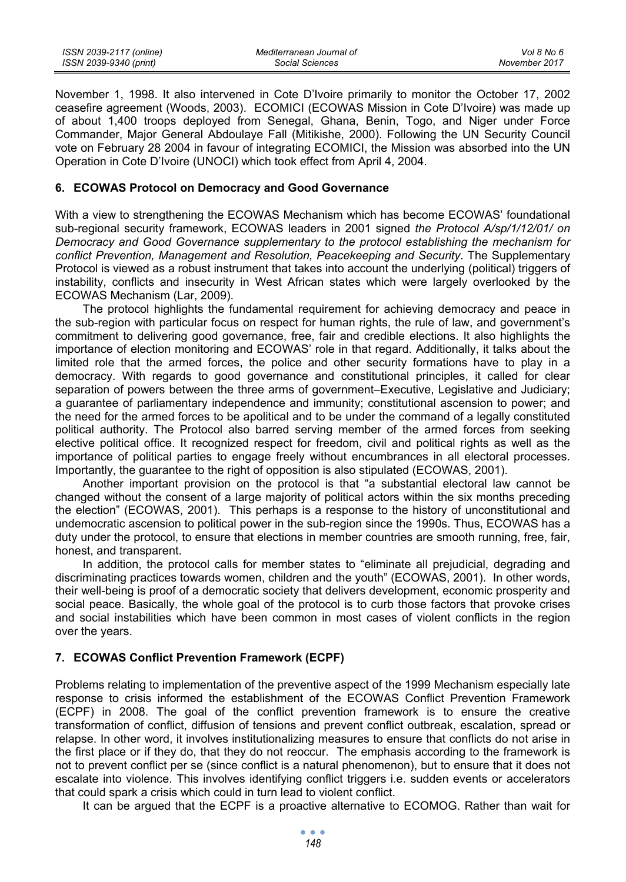November 1, 1998. It also intervened in Cote D'Ivoire primarily to monitor the October 17, 2002 ceasefire agreement (Woods, 2003). ECOMICI (ECOWAS Mission in Cote D'Ivoire) was made up of about 1,400 troops deployed from Senegal, Ghana, Benin, Togo, and Niger under Force Commander, Major General Abdoulaye Fall (Mitikishe, 2000). Following the UN Security Council vote on February 28 2004 in favour of integrating ECOMICI, the Mission was absorbed into the UN Operation in Cote D'Ivoire (UNOCI) which took effect from April 4, 2004.

## 6. ECOWAS Protocol on Democracy and Good Governance

With a view to strengthening the ECOWAS Mechanism which has become ECOWAS' foundational sub-regional security framework, ECOWAS leaders in 2001 signed *the Protocol A/sp/1/12/01/ on Democracy and Good Governance supplementary to the protocol establishing the mechanism for conflict Prevention, Management and Resolution, Peacekeeping and Security*. The Supplementary Protocol is viewed as a robust instrument that takes into account the underlying (political) triggers of instability, conflicts and insecurity in West African states which were largely overlooked by the ECOWAS Mechanism (Lar, 2009).

The protocol highlights the fundamental requirement for achieving democracy and peace in the sub-region with particular focus on respect for human rights, the rule of law, and government's commitment to delivering good governance, free, fair and credible elections. It also highlights the importance of election monitoring and ECOWAS' role in that regard. Additionally, it talks about the limited role that the armed forces, the police and other security formations have to play in a democracy. With regards to good governance and constitutional principles, it called for clear separation of powers between the three arms of government–Executive, Legislative and Judiciary; a guarantee of parliamentary independence and immunity; constitutional ascension to power; and the need for the armed forces to be apolitical and to be under the command of a legally constituted political authority. The Protocol also barred serving member of the armed forces from seeking elective political office. It recognized respect for freedom, civil and political rights as well as the importance of political parties to engage freely without encumbrances in all electoral processes. Importantly, the guarantee to the right of opposition is also stipulated (ECOWAS, 2001).

Another important provision on the protocol is that "a substantial electoral law cannot be changed without the consent of a large majority of political actors within the six months preceding the election" (ECOWAS, 2001). This perhaps is a response to the history of unconstitutional and undemocratic ascension to political power in the sub-region since the 1990s. Thus, ECOWAS has a duty under the protocol, to ensure that elections in member countries are smooth running, free, fair, honest, and transparent.

In addition, the protocol calls for member states to "eliminate all prejudicial, degrading and discriminating practices towards women, children and the youth" (ECOWAS, 2001). In other words, their well-being is proof of a democratic society that delivers development, economic prosperity and social peace. Basically, the whole goal of the protocol is to curb those factors that provoke crises and social instabilities which have been common in most cases of violent conflicts in the region over the years.

## 7. ECOWAS Conflict Prevention Framework (ECPF)

Problems relating to implementation of the preventive aspect of the 1999 Mechanism especially late response to crisis informed the establishment of the ECOWAS Conflict Prevention Framework (ECPF) in 2008. The goal of the conflict prevention framework is to ensure the creative transformation of conflict, diffusion of tensions and prevent conflict outbreak, escalation, spread or relapse. In other word, it involves institutionalizing measures to ensure that conflicts do not arise in the first place or if they do, that they do not reoccur. The emphasis according to the framework is not to prevent conflict per se (since conflict is a natural phenomenon), but to ensure that it does not escalate into violence. This involves identifying conflict triggers i.e. sudden events or accelerators that could spark a crisis which could in turn lead to violent conflict.

It can be argued that the ECPF is a proactive alternative to ECOMOG. Rather than wait for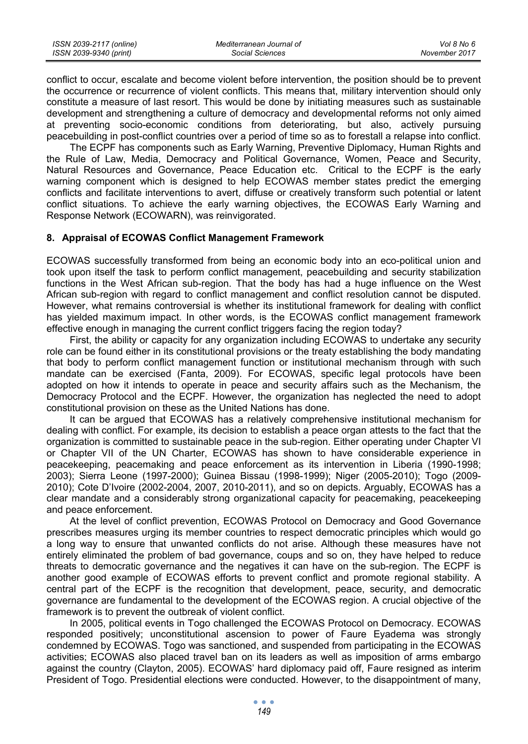conflict to occur, escalate and become violent before intervention, the position should be to prevent the occurrence or recurrence of violent conflicts. This means that, military intervention should only constitute a measure of last resort. This would be done by initiating measures such as sustainable development and strengthening a culture of democracy and developmental reforms not only aimed at preventing socio-economic conditions from deteriorating, but also, actively pursuing peacebuilding in post-conflict countries over a period of time so as to forestall a relapse into conflict.

The ECPF has components such as Early Warning, Preventive Diplomacy, Human Rights and the Rule of Law, Media, Democracy and Political Governance, Women, Peace and Security, Natural Resources and Governance, Peace Education etc. Critical to the ECPF is the early warning component which is designed to help ECOWAS member states predict the emerging conflicts and facilitate interventions to avert, diffuse or creatively transform such potential or latent conflict situations. To achieve the early warning objectives, the ECOWAS Early Warning and Response Network (ECOWARN), was reinvigorated.

## 8. Appraisal of ECOWAS Conflict Management Framework

ECOWAS successfully transformed from being an economic body into an eco-political union and took upon itself the task to perform conflict management, peacebuilding and security stabilization functions in the West African sub-region. That the body has had a huge influence on the West African sub-region with regard to conflict management and conflict resolution cannot be disputed. However, what remains controversial is whether its institutional framework for dealing with conflict has yielded maximum impact. In other words, is the ECOWAS conflict management framework effective enough in managing the current conflict triggers facing the region today?

First, the ability or capacity for any organization including ECOWAS to undertake any security role can be found either in its constitutional provisions or the treaty establishing the body mandating that body to perform conflict management function or institutional mechanism through with such mandate can be exercised (Fanta, 2009). For ECOWAS, specific legal protocols have been adopted on how it intends to operate in peace and security affairs such as the Mechanism, the Democracy Protocol and the ECPF. However, the organization has neglected the need to adopt constitutional provision on these as the United Nations has done.

It can be argued that ECOWAS has a relatively comprehensive institutional mechanism for dealing with conflict. For example, its decision to establish a peace organ attests to the fact that the organization is committed to sustainable peace in the sub-region. Either operating under Chapter VI or Chapter VII of the UN Charter, ECOWAS has shown to have considerable experience in peacekeeping, peacemaking and peace enforcement as its intervention in Liberia (1990-1998; 2003); Sierra Leone (1997-2000); Guinea Bissau (1998-1999); Niger (2005-2010); Togo (2009-2010); Cote D'Ivoire (2002-2004, 2007, 2010-2011), and so on depicts. Arguably, ECOWAS has a clear mandate and a considerably strong organizational capacity for peacemaking, peacekeeping and peace enforcement.

At the level of conflict prevention, ECOWAS Protocol on Democracy and Good Governance prescribes measures urging its member countries to respect democratic principles which would go a long way to ensure that unwanted conflicts do not arise. Although these measures have not entirely eliminated the problem of bad governance, coups and so on, they have helped to reduce threats to democratic governance and the negatives it can have on the sub-region. The ECPF is another good example of ECOWAS efforts to prevent conflict and promote regional stability. A central part of the ECPF is the recognition that development, peace, security, and democratic governance are fundamental to the development of the ECOWAS region. A crucial objective of the framework is to prevent the outbreak of violent conflict.

In 2005, political events in Togo challenged the ECOWAS Protocol on Democracy. ECOWAS responded positively; unconstitutional ascension to power of Faure Eyadema was strongly condemned by ECOWAS. Togo was sanctioned, and suspended from participating in the ECOWAS activities; ECOWAS also placed travel ban on its leaders as well as imposition of arms embargo against the country (Clayton, 2005). ECOWAS' hard diplomacy paid off, Faure resigned as interim President of Togo. Presidential elections were conducted. However, to the disappointment of many,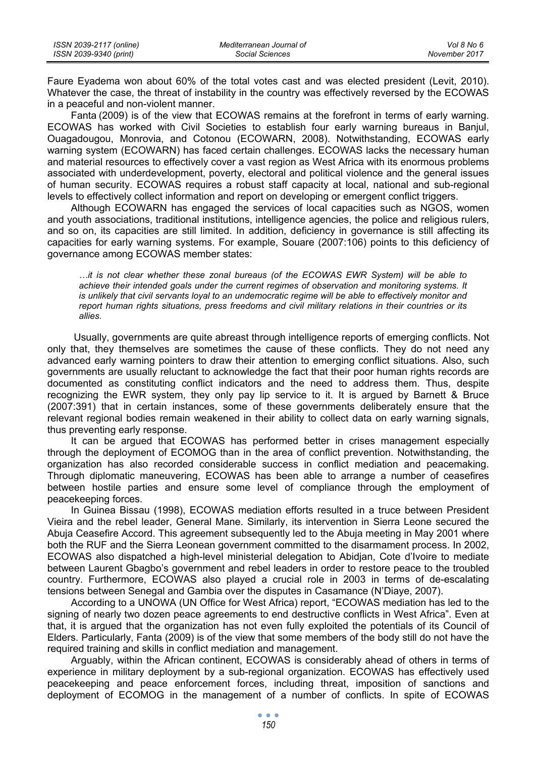Faure Eyadema won about 60% of the total votes cast and was elected president (Levit, 2010). Whatever the case, the threat of instability in the country was effectively reversed by the ECOWAS in a peaceful and non-violent manner.

Fanta (2009) is of the view that ECOWAS remains at the forefront in terms of early warning. ECOWAS has worked with Civil Societies to establish four early warning bureaus in Banjul, Ouagadougou, Monrovia, and Cotonou (ECOWARN, 2008). Notwithstanding, ECOWAS early warning system (ECOWARN) has faced certain challenges. ECOWAS lacks the necessary human and material resources to effectively cover a vast region as West Africa with its enormous problems associated with underdevelopment, poverty, electoral and political violence and the general issues of human security. ECOWAS requires a robust staff capacity at local, national and sub-regional levels to effectively collect information and report on developing or emergent conflict triggers.

Although ECOWARN has engaged the services of local capacities such as NGOS, women and youth associations, traditional institutions, intelligence agencies, the police and religious rulers, and so on, its capacities are still limited. In addition, deficiency in governance is still affecting its capacities for early warning systems. For example, Souare (2007:106) points to this deficiency of governance among ECOWAS member states:

> *…it is not clear whether these zonal bureaus (of the ECOWAS EWR System) will be able to achieve their intended goals under the current regimes of observation and monitoring systems. It is unlikely that civil servants loyal to an undemocratic regime will be able to effectively monitor and report human rights situations, press freedoms and civil military relations in their countries or its allies.*

Usually, governments are quite abreast through intelligence reports of emerging conflicts. Not only that, they themselves are sometimes the cause of these conflicts. They do not need any advanced early warning pointers to draw their attention to emerging conflict situations. Also, such governments are usually reluctant to acknowledge the fact that their poor human rights records are documented as constituting conflict indicators and the need to address them. Thus, despite recognizing the EWR system, they only pay lip service to it. It is argued by Barnett & Bruce (2007:391) that in certain instances, some of these governments deliberately ensure that the relevant regional bodies remain weakened in their ability to collect data on early warning signals, thus preventing early response.

It can be argued that ECOWAS has performed better in crises management especially through the deployment of ECOMOG than in the area of conflict prevention. Notwithstanding, the organization has also recorded considerable success in conflict mediation and peacemaking. Through diplomatic maneuvering, ECOWAS has been able to arrange a number of ceasefires between hostile parties and ensure some level of compliance through the employment of peacekeeping forces.

In Guinea Bissau (1998), ECOWAS mediation efforts resulted in a truce between President Vieira and the rebel leader, General Mane. Similarly, its intervention in Sierra Leone secured the Abuja Ceasefire Accord. This agreement subsequently led to the Abuja meeting in May 2001 where both the RUF and the Sierra Leonean government committed to the disarmament process. In 2002, ECOWAS also dispatched a high-level ministerial delegation to Abidjan, Cote d'Ivoire to mediate between Laurent Gbagbo's government and rebel leaders in order to restore peace to the troubled country. Furthermore, ECOWAS also played a crucial role in 2003 in terms of de-escalating tensions between Senegal and Gambia over the disputes in Casamance (N'Diaye, 2007).

According to a UNOWA (UN Office for West Africa) report, "ECOWAS mediation has led to the signing of nearly two dozen peace agreements to end destructive conflicts in West Africa". Even at that, it is argued that the organization has not even fully exploited the potentials of its Council of Elders. Particularly, Fanta (2009) is of the view that some members of the body still do not have the required training and skills in conflict mediation and management.

Arguably, within the African continent, ECOWAS is considerably ahead of others in terms of experience in military deployment by a sub-regional organization. ECOWAS has effectively used peacekeeping and peace enforcement forces, including threat, imposition of sanctions and deployment of ECOMOG in the management of a number of conflicts. In spite of ECOWAS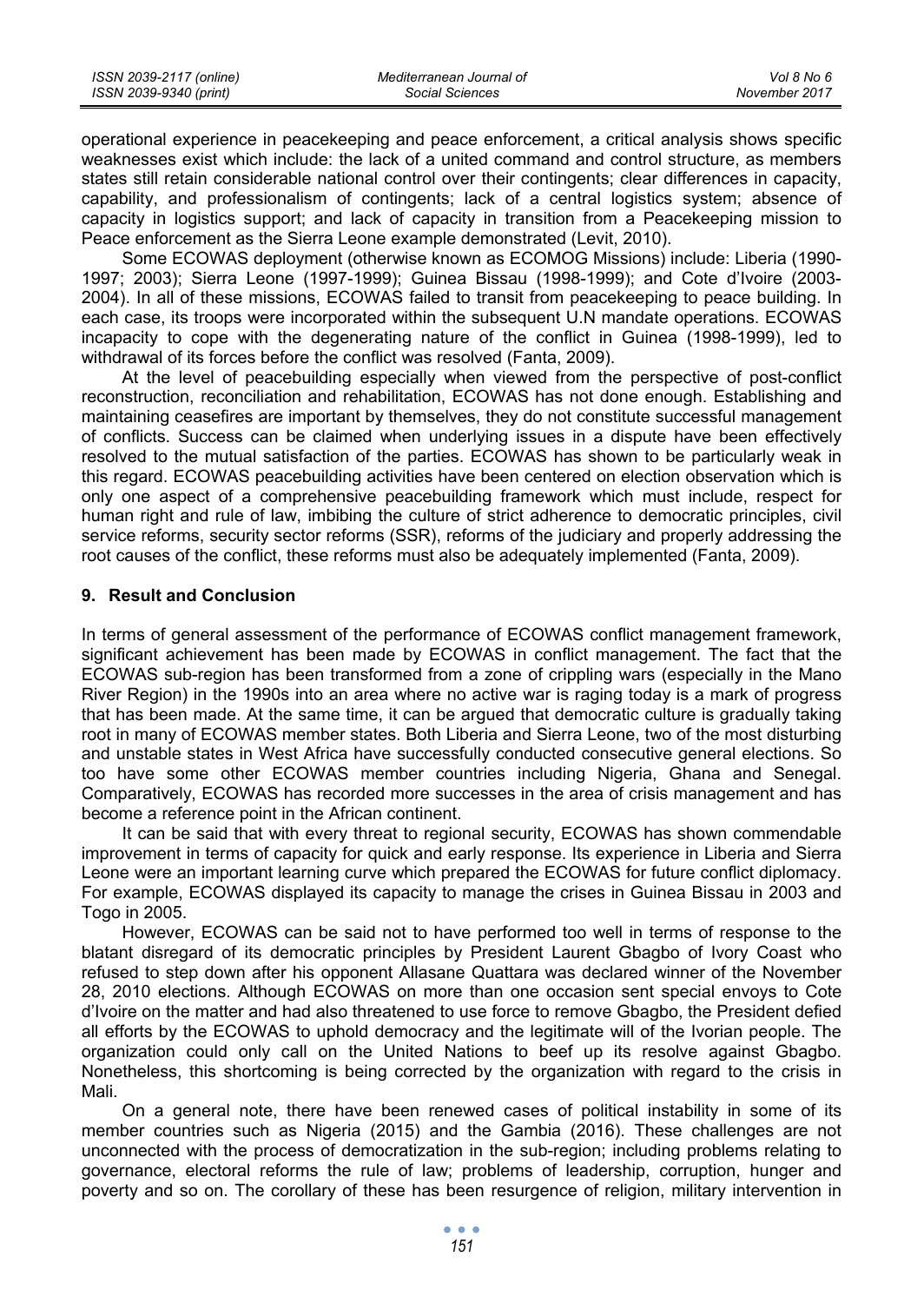operational experience in peacekeeping and peace enforcement, a critical analysis shows specific weaknesses exist which include: the lack of a united command and control structure, as members states still retain considerable national control over their contingents; clear differences in capacity, capability, and professionalism of contingents; lack of a central logistics system; absence of capacity in logistics support; and lack of capacity in transition from a Peacekeeping mission to Peace enforcement as the Sierra Leone example demonstrated (Levit, 2010).

Some ECOWAS deployment (otherwise known as ECOMOG Missions) include: Liberia (1990-1997; 2003); Sierra Leone (1997-1999); Guinea Bissau (1998-1999); and Cote d'Ivoire (2003-2004). In all of these missions, ECOWAS failed to transit from peacekeeping to peace building. In each case, its troops were incorporated within the subsequent U.N mandate operations. ECOWAS incapacity to cope with the degenerating nature of the conflict in Guinea (1998-1999), led to withdrawal of its forces before the conflict was resolved (Fanta, 2009).

At the level of peacebuilding especially when viewed from the perspective of post-conflict reconstruction, reconciliation and rehabilitation, ECOWAS has not done enough. Establishing and maintaining ceasefires are important by themselves, they do not constitute successful management of conflicts. Success can be claimed when underlying issues in a dispute have been effectively resolved to the mutual satisfaction of the parties. ECOWAS has shown to be particularly weak in this regard. ECOWAS peacebuilding activities have been centered on election observation which is only one aspect of a comprehensive peacebuilding framework which must include, respect for human right and rule of law, imbibing the culture of strict adherence to democratic principles, civil service reforms, security sector reforms (SSR), reforms of the judiciary and properly addressing the root causes of the conflict, these reforms must also be adequately implemented (Fanta, 2009).

## 9. Result and Conclusion

In terms of general assessment of the performance of ECOWAS conflict management framework, significant achievement has been made by ECOWAS in conflict management. The fact that the ECOWAS sub-region has been transformed from a zone of crippling wars (especially in the Mano River Region) in the 1990s into an area where no active war is raging today is a mark of progress that has been made. At the same time, it can be argued that democratic culture is gradually taking root in many of ECOWAS member states. Both Liberia and Sierra Leone, two of the most disturbing and unstable states in West Africa have successfully conducted consecutive general elections. So too have some other ECOWAS member countries including Nigeria, Ghana and Senegal. Comparatively, ECOWAS has recorded more successes in the area of crisis management and has become a reference point in the African continent.

It can be said that with every threat to regional security, ECOWAS has shown commendable improvement in terms of capacity for quick and early response. Its experience in Liberia and Sierra Leone were an important learning curve which prepared the ECOWAS for future conflict diplomacy. For example, ECOWAS displayed its capacity to manage the crises in Guinea Bissau in 2003 and Togo in 2005.

However, ECOWAS can be said not to have performed too well in terms of response to the blatant disregard of its democratic principles by President Laurent Gbagbo of Ivory Coast who refused to step down after his opponent Allasane Quattara was declared winner of the November 28, 2010 elections. Although ECOWAS on more than one occasion sent special envoys to Cote d'Ivoire on the matter and had also threatened to use force to remove Gbagbo, the President defied all efforts by the ECOWAS to uphold democracy and the legitimate will of the Ivorian people. The organization could only call on the United Nations to beef up its resolve against Gbagbo. Nonetheless, this shortcoming is being corrected by the organization with regard to the crisis in Mali.

On a general note, there have been renewed cases of political instability in some of its member countries such as Nigeria (2015) and the Gambia (2016). These challenges are not unconnected with the process of democratization in the sub-region; including problems relating to governance, electoral reforms the rule of law; problems of leadership, corruption, hunger and poverty and so on. The corollary of these has been resurgence of religion, military intervention in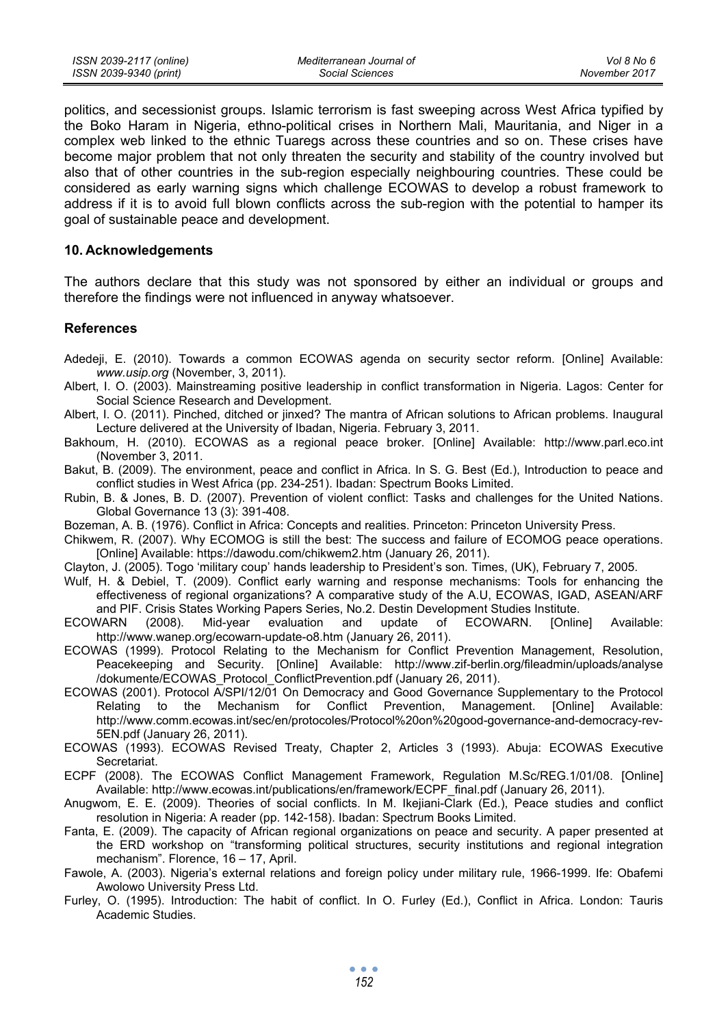politics, and secessionist groups. Islamic terrorism is fast sweeping across West Africa typified by the Boko Haram in Nigeria, ethno-political crises in Northern Mali, Mauritania, and Niger in a complex web linked to the ethnic Tuaregs across these countries and so on. These crises have become major problem that not only threaten the security and stability of the country involved but also that of other countries in the sub-region especially neighbouring countries. These could be considered as early warning signs which challenge ECOWAS to develop a robust framework to address if it is to avoid full blown conflicts across the sub-region with the potential to hamper its goal of sustainable peace and development.

## 10. Acknowledgements

The authors declare that this study was not sponsored by either an individual or groups and therefore the findings were not influenced in anyway whatsoever.

## References

Adedeji, E. (2010). Towards a common ECOWAS agenda on security sector reform. [Online] Available: *www.usip.org* (November, 3, 2011).

Albert, I. O. (2003). Mainstreaming positive leadership in conflict transformation in Nigeria. Lagos: Center for Social Science Research and Development.

Albert, I. O. (2011). Pinched, ditched or jinxed? The mantra of African solutions to African problems. Inaugural Lecture delivered at the University of Ibadan, Nigeria. February 3, 2011.

Bakhoum, H. (2010). ECOWAS as a regional peace broker. [Online] Available: http://www.parl.eco.int (November 3, 2011.

Bakut, B. (2009). The environment, peace and conflict in Africa. In S. G. Best (Ed.), Introduction to peace and conflict studies in West Africa (pp. 234-251). Ibadan: Spectrum Books Limited.

Rubin, B. & Jones, B. D. (2007). Prevention of violent conflict: Tasks and challenges for the United Nations. Global Governance 13 (3): 391-408.

Bozeman, A. B. (1976). Conflict in Africa: Concepts and realities. Princeton: Princeton University Press.

Chikwem, R. (2007). Why ECOMOG is still the best: The success and failure of ECOMOG peace operations. [Online] Available: https://dawodu.com/chikwem2.htm (January 26, 2011).

Clayton, J. (2005). Togo 'military coup' hands leadership to President's son. Times, (UK), February 7, 2005.

Wulf, H. & Debiel, T. (2009). Conflict early warning and response mechanisms: Tools for enhancing the effectiveness of regional organizations? A comparative study of the A.U, ECOWAS, IGAD, ASEAN/ARF and PIF. Crisis States Working Papers Series, No.2. Destin Development Studies Institute.

ECOWARN (2008). Mid-year evaluation and update of ECOWARN. [Online] Available: http://www.wanep.org/ecowarn-update-o8.htm (January 26, 2011).

ECOWAS (1999). Protocol Relating to the Mechanism for Conflict Prevention Management, Resolution, Peacekeeping and Security. [Online] Available: http://www.zif-berlin.org/fileadmin/uploads/analyse /dokumente/ECOWAS_Protocol_ConflictPrevention.pdf (January 26, 2011).

ECOWAS (2001). Protocol A/SPI/12/01 On Democracy and Good Governance Supplementary to the Protocol Relating to the Mechanism for Conflict Prevention, Management. [Online] Available: http://www.comm.ecowas.int/sec/en/protocoles/Protocol%20on%20good-governance-and-democracy-rev-5EN.pdf (January 26, 2011).

ECOWAS (1993). ECOWAS Revised Treaty, Chapter 2, Articles 3 (1993). Abuja: ECOWAS Executive Secretariat.

ECPF (2008). The ECOWAS Conflict Management Framework, Regulation M.Sc/REG.1/01/08. [Online] Available: http://www.ecowas.int/publications/en/framework/ECPF_final.pdf (January 26, 2011).

Anugwom, E. E. (2009). Theories of social conflicts. In M. Ikejiani-Clark (Ed.), Peace studies and conflict resolution in Nigeria: A reader (pp. 142-158). Ibadan: Spectrum Books Limited.

Fanta, E. (2009). The capacity of African regional organizations on peace and security. A paper presented at the ERD workshop on "transforming political structures, security institutions and regional integration mechanism". Florence, 16 – 17, April.

Fawole, A. (2003). Nigeria's external relations and foreign policy under military rule, 1966-1999. Ife: Obafemi Awolowo University Press Ltd.

Furley, O. (1995). Introduction: The habit of conflict. In O. Furley (Ed.), Conflict in Africa. London: Tauris Academic Studies.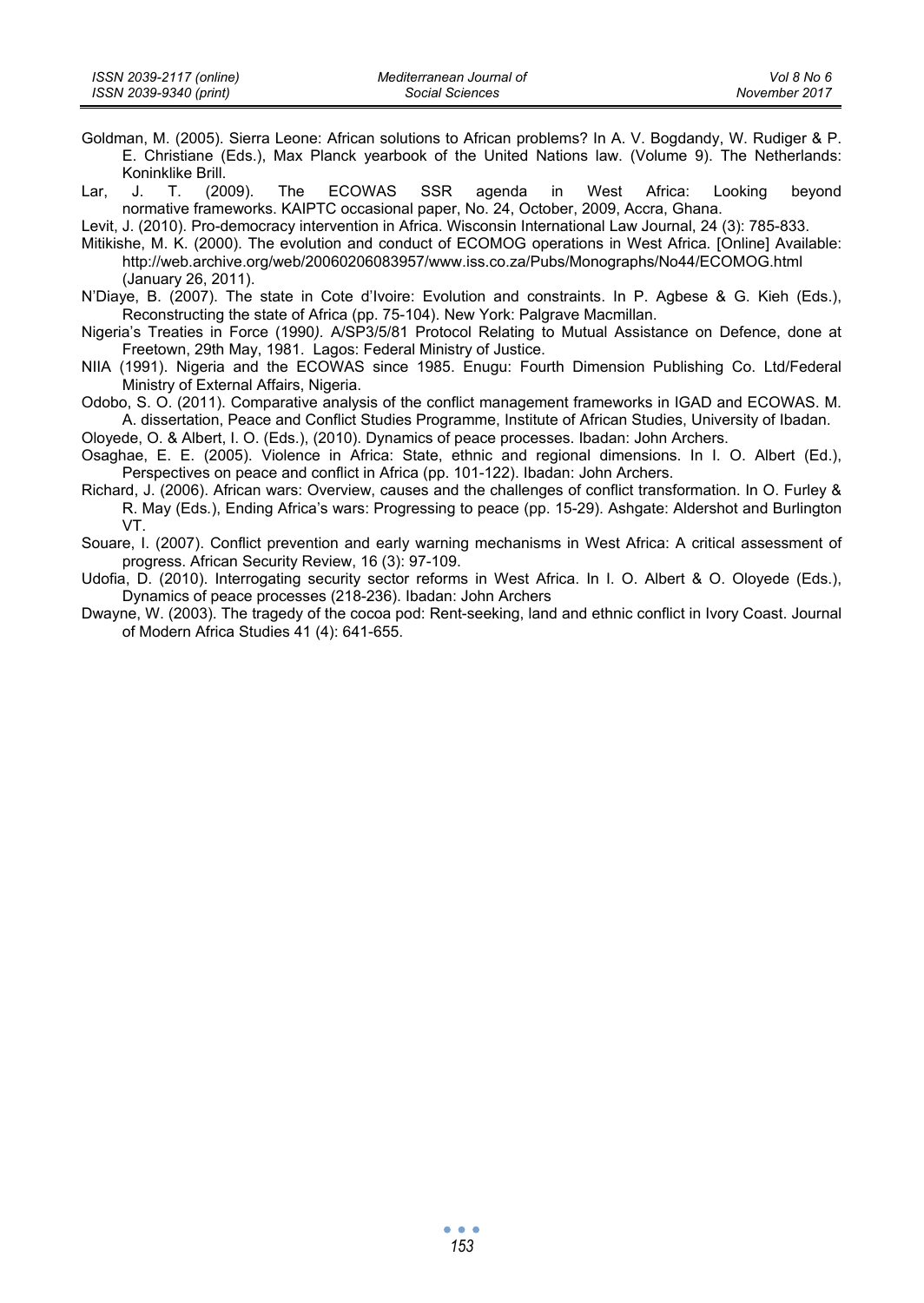Goldman, M. (2005). Sierra Leone: African solutions to African problems? In A. V. Bogdandy, W. Rudiger & P. E. Christiane (Eds.), Max Planck yearbook of the United Nations law. (Volume 9). The Netherlands: Koninklike Brill.

Lar, J. T. (2009). The ECOWAS SSR agenda in West Africa: Looking beyond normative frameworks. KAIPTC occasional paper, No. 24, October, 2009, Accra, Ghana.

Levit, J. (2010). Pro-democracy intervention in Africa. Wisconsin International Law Journal, 24 (3): 785-833.

Mitikishe, M. K. (2000). The evolution and conduct of ECOMOG operations in West Africa. [Online] Available: http://web.archive.org/web/20060206083957/www.iss.co.za/Pubs/Monographs/No44/ECOMOG.html (January 26, 2011).

N'Diaye, B. (2007). The state in Cote d'Ivoire: Evolution and constraints. In P. Agbese & G. Kieh (Eds.), Reconstructing the state of Africa (pp. 75-104). New York: Palgrave Macmillan.

Nigeria's Treaties in Force (1990*).* A/SP3/5/81 Protocol Relating to Mutual Assistance on Defence, done at Freetown, 29th May, 1981. Lagos: Federal Ministry of Justice.

NIIA (1991). Nigeria and the ECOWAS since 1985. Enugu: Fourth Dimension Publishing Co. Ltd/Federal Ministry of External Affairs, Nigeria.

Odobo, S. O. (2011). Comparative analysis of the conflict management frameworks in IGAD and ECOWAS. M. A. dissertation, Peace and Conflict Studies Programme, Institute of African Studies, University of Ibadan.

Oloyede, O. & Albert, I. O. (Eds.), (2010). Dynamics of peace processes. Ibadan: John Archers.

Osaghae, E. E. (2005). Violence in Africa: State, ethnic and regional dimensions. In I. O. Albert (Ed.), Perspectives on peace and conflict in Africa (pp. 101-122). Ibadan: John Archers.

Richard, J. (2006). African wars: Overview, causes and the challenges of conflict transformation. In O. Furley & R. May (Eds.), Ending Africa's wars: Progressing to peace (pp. 15-29). Ashgate: Aldershot and Burlington VT.

Souare, I. (2007). Conflict prevention and early warning mechanisms in West Africa: A critical assessment of progress. African Security Review, 16 (3): 97-109.

Udofia, D. (2010). Interrogating security sector reforms in West Africa. In I. O. Albert & O. Oloyede (Eds.), Dynamics of peace processes (218-236). Ibadan: John Archers

Dwayne, W. (2003). The tragedy of the cocoa pod: Rent-seeking, land and ethnic conflict in Ivory Coast. Journal of Modern Africa Studies 41 (4): 641-655.